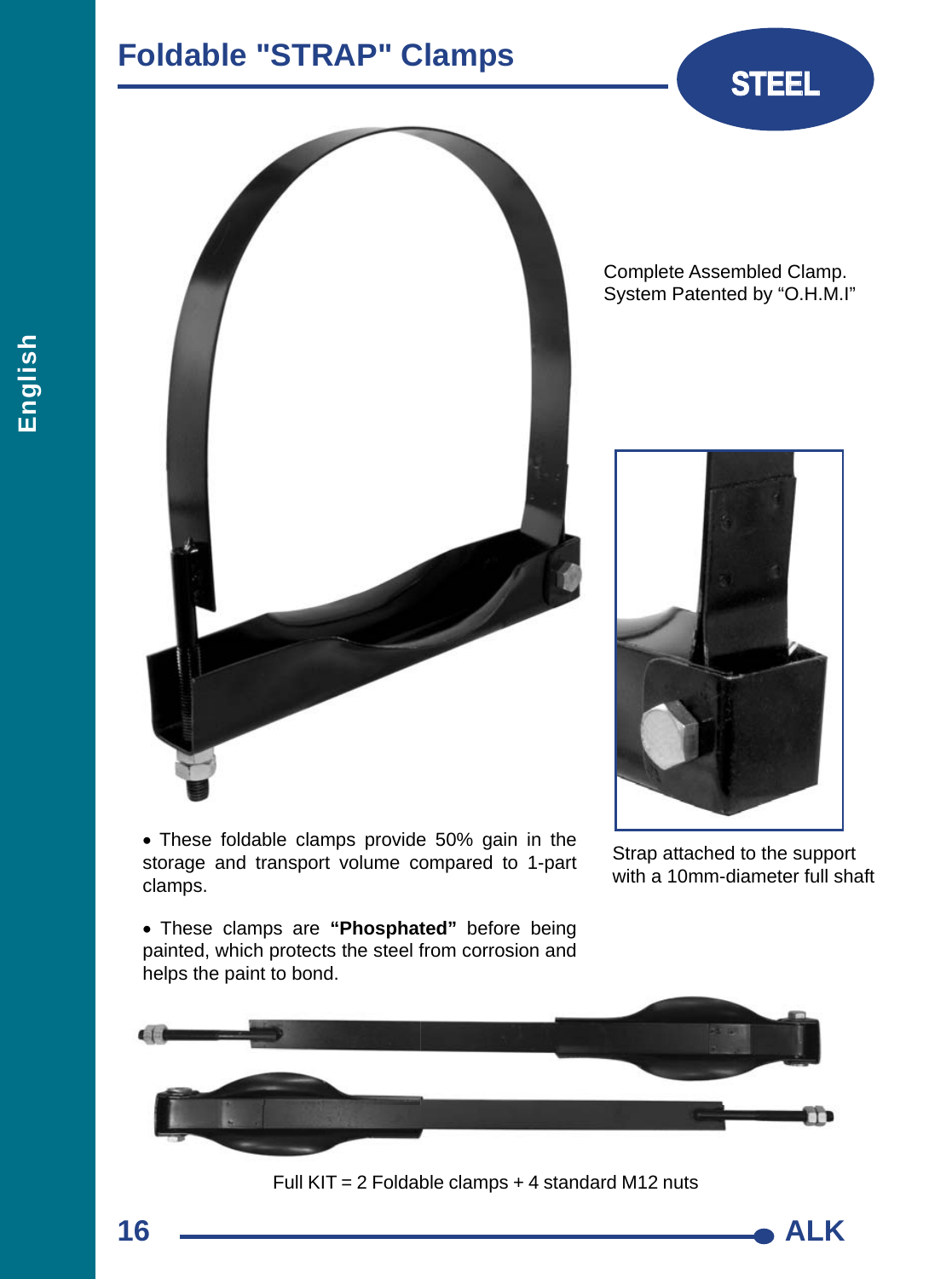# Foldable "STRAP" Clamps

STEEL

Complete Assembled Clamp.
System Patented by "O.H.M.I"

Strap attached to the support with a 10mm-diameter full shaft

- These foldable clamps provide 50% gain in the storage and transport volume compared to 1-part clamps.

- These clamps are **"Phosphated"** before being painted, which protects the steel from corrosion and helps the paint to bond.

Full KIT = 2 Foldable clamps + 4 standard M12 nuts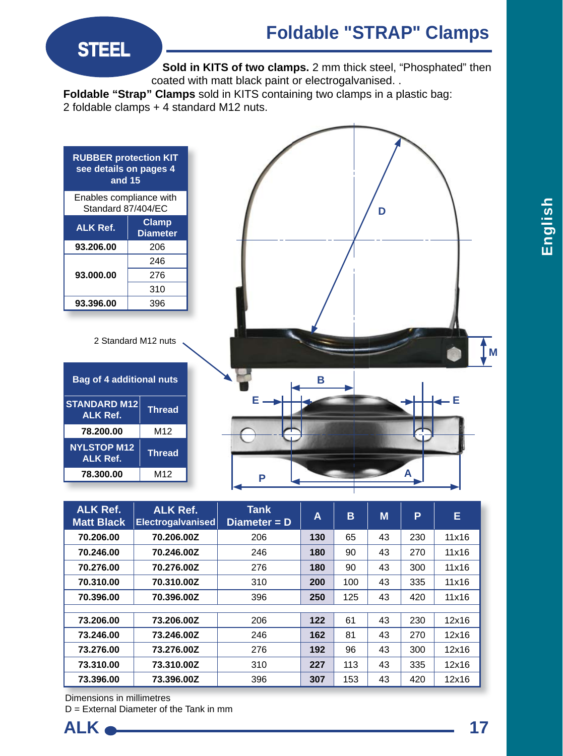# Foldable "STRAP" Clamps

**STEEL**

**Sold in KITS of two clamps.** 2 mm thick steel, "Phosphated" then coated with matt black paint or electrogalvanised. .

**Foldable "Strap" Clamps** sold in KITS containing two clamps in a plastic bag:
2 foldable clamps + 4 standard M12 nuts.

| RUBBER protection KIT see details on pages 4 and 15 | |
|---|---|
| Enables compliance with Standard 87/404/EC | |
| **ALK Ref.** | **Clamp Diameter** |
| **93.206.00** | 206 |
| **93.000.00** | 246 |
| | 276 |
| | 310 |
| **93.396.00** | 396 |

2 Standard M12 nuts

| Bag of 4 additional nuts | |
|---|---|
| **STANDARD M12 ALK Ref.** | **Thread** |
| **78.200.00** | M12 |
| **NYLSTOP M12 ALK Ref.** | **Thread** |
| **78.300.00** | M12 |

D
M
B
E
E
P
A

| ALK Ref. Matt Black | ALK Ref. Electrogalvanised | Tank Diameter = D | A | B | M | P | E |
|---|---|---|---|---|---|---|---|
| **70.206.00** | **70.206.00Z** | 206 | **130** | 65 | 43 | 230 | 11x16 |
| **70.246.00** | **70.246.00Z** | 246 | **180** | 90 | 43 | 270 | 11x16 |
| **70.276.00** | **70.276.00Z** | 276 | **180** | 90 | 43 | 300 | 11x16 |
| **70.310.00** | **70.310.00Z** | 310 | **200** | 100 | 43 | 335 | 11x16 |
| **70.396.00** | **70.396.00Z** | 396 | **250** | 125 | 43 | 420 | 11x16 |
| | | | | | | | |
| **73.206.00** | **73.206.00Z** | 206 | **122** | 61 | 43 | 230 | 12x16 |
| **73.246.00** | **73.246.00Z** | 246 | **162** | 81 | 43 | 270 | 12x16 |
| **73.276.00** | **73.276.00Z** | 276 | **192** | 96 | 43 | 300 | 12x16 |
| **73.310.00** | **73.310.00Z** | 310 | **227** | 113 | 43 | 335 | 12x16 |
| **73.396.00** | **73.396.00Z** | 396 | **307** | 153 | 43 | 420 | 12x16 |

Dimensions in millimetres
D = External Diameter of the Tank in mm